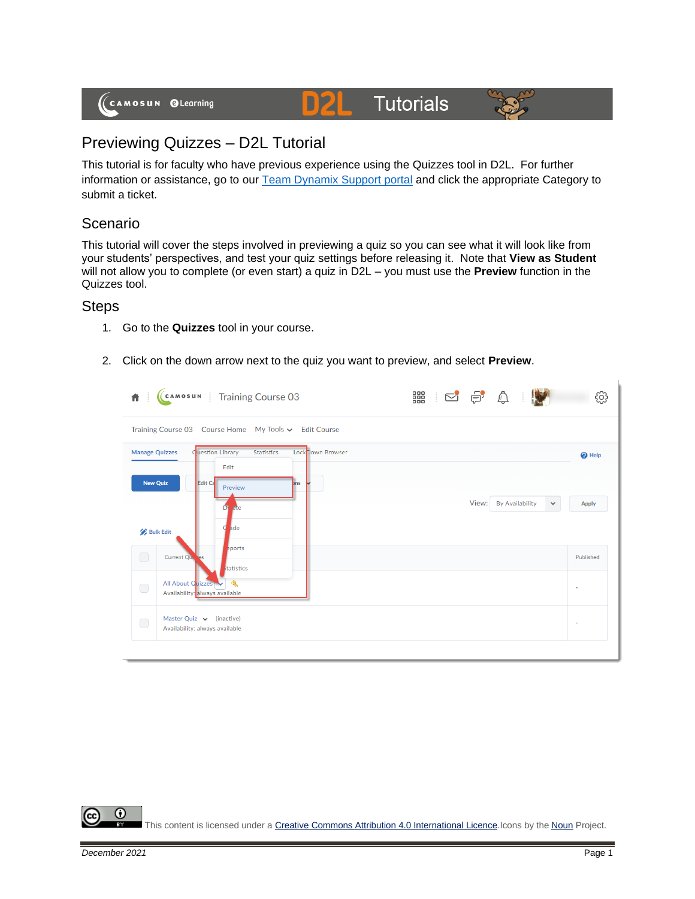# Previewing Quizzes – D2L Tutorial

This tutorial is for faculty who have previous experience using the Quizzes tool in D2L. For further information or assistance, go to our Team Dynamix Support portal and click the appropriate Category to submit a ticket.

## Scenario

This tutorial will cover the steps involved in previewing a quiz so you can see what it will look like from your students' perspectives, and test your quiz settings before releasing it. Note that **View as Student** will not allow you to complete (or even start) a quiz in D2L – you must use the **Preview** function in the Quizzes tool.

## Steps

1. Go to the **Quizzes** tool in your course.
2. Click on the down arrow next to the quiz you want to preview, and select **Preview**.

This content is licensed under a Creative Commons Attribution 4.0 International Licence. Icons by the Noun Project.

*December 2021*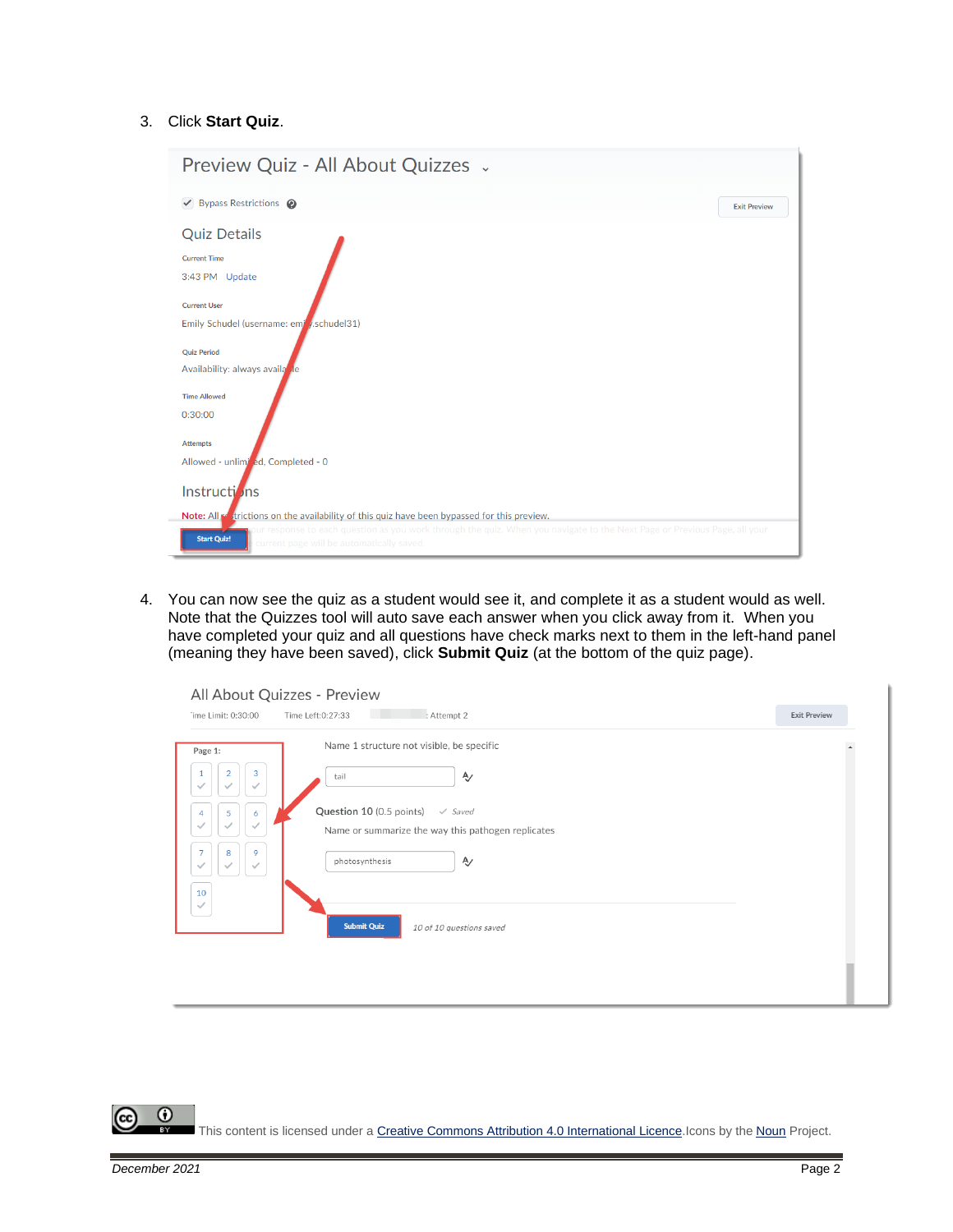3. Click **Start Quiz**.

4. You can now see the quiz as a student would see it, and complete it as a student would as well. Note that the Quizzes tool will auto save each answer when you click away from it. When you have completed your quiz and all questions have check marks next to them in the left-hand panel (meaning they have been saved), click **Submit Quiz** (at the bottom of the quiz page).

This content is licensed under a Creative Commons Attribution 4.0 International Licence. Icons by the Noun Project.

*December 2021*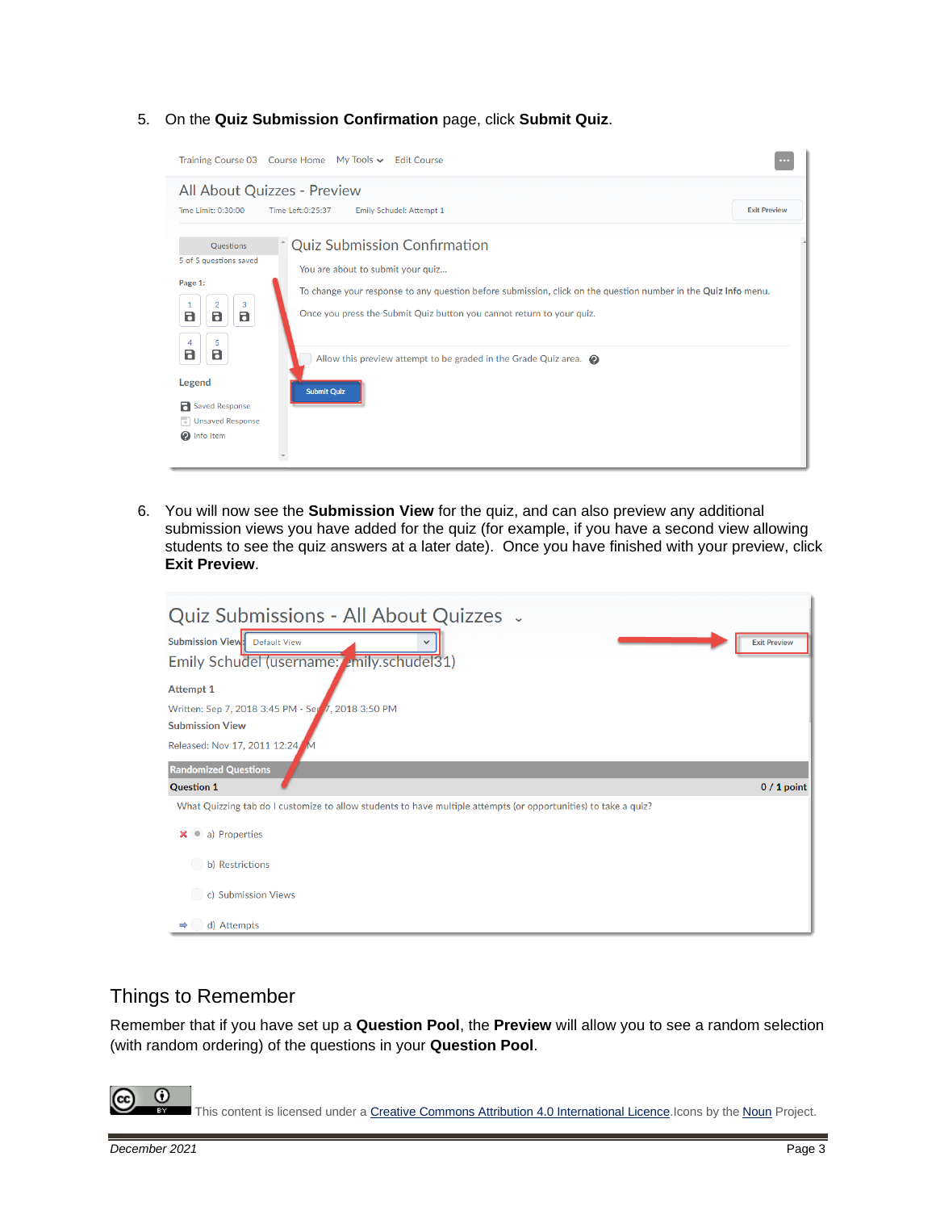5. On the **Quiz Submission Confirmation** page, click **Submit Quiz**.

6. You will now see the **Submission View** for the quiz, and can also preview any additional submission views you have added for the quiz (for example, if you have a second view allowing students to see the quiz answers at a later date). Once you have finished with your preview, click **Exit Preview**.

## Things to Remember

Remember that if you have set up a **Question Pool**, the **Preview** will allow you to see a random selection (with random ordering) of the questions in your **Question Pool**.

This content is licensed under a Creative Commons Attribution 4.0 International Licence.Icons by the Noun Project.

*December 2021*